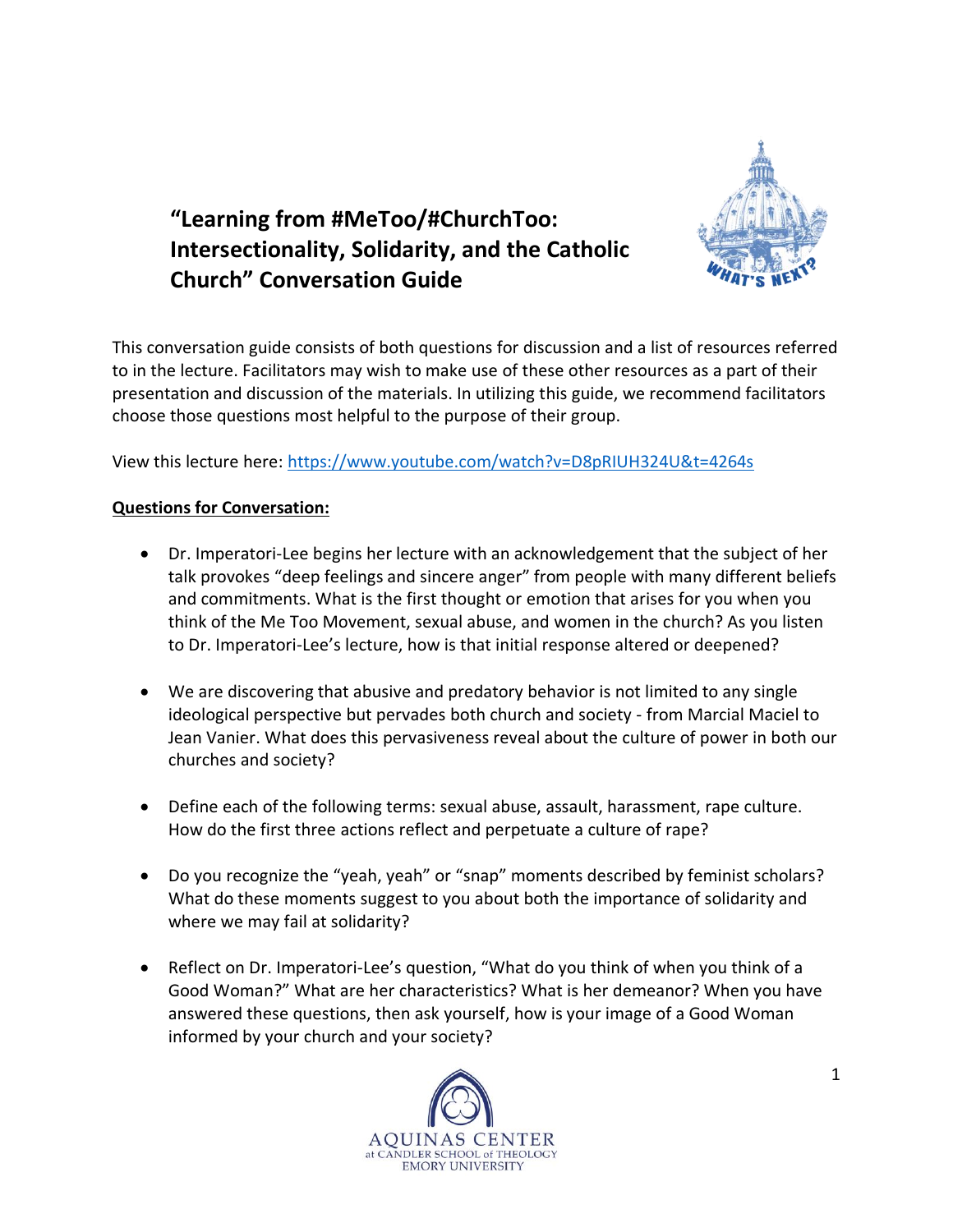# "Learning from #MeToo/#ChurchToo: Intersectionality, Solidarity, and the Catholic Church" Conversation Guide

This conversation guide consists of both questions for discussion and a list of resources referred to in the lecture. Facilitators may wish to make use of these other resources as a part of their presentation and discussion of the materials. In utilizing this guide, we recommend facilitators choose those questions most helpful to the purpose of their group.

View this lecture here: https://www.youtube.com/watch?v=D8pRIUH324U&t=4264s

**Questions for Conversation:**

- Dr. Imperatori-Lee begins her lecture with an acknowledgement that the subject of her talk provokes "deep feelings and sincere anger" from people with many different beliefs and commitments. What is the first thought or emotion that arises for you when you think of the Me Too Movement, sexual abuse, and women in the church? As you listen to Dr. Imperatori-Lee's lecture, how is that initial response altered or deepened?

- We are discovering that abusive and predatory behavior is not limited to any single ideological perspective but pervades both church and society - from Marcial Maciel to Jean Vanier. What does this pervasiveness reveal about the culture of power in both our churches and society?

- Define each of the following terms: sexual abuse, assault, harassment, rape culture. How do the first three actions reflect and perpetuate a culture of rape?

- Do you recognize the "yeah, yeah" or "snap" moments described by feminist scholars? What do these moments suggest to you about both the importance of solidarity and where we may fail at solidarity?

- Reflect on Dr. Imperatori-Lee's question, "What do you think of when you think of a Good Woman?" What are her characteristics? What is her demeanor? When you have answered these questions, then ask yourself, how is your image of a Good Woman informed by your church and your society?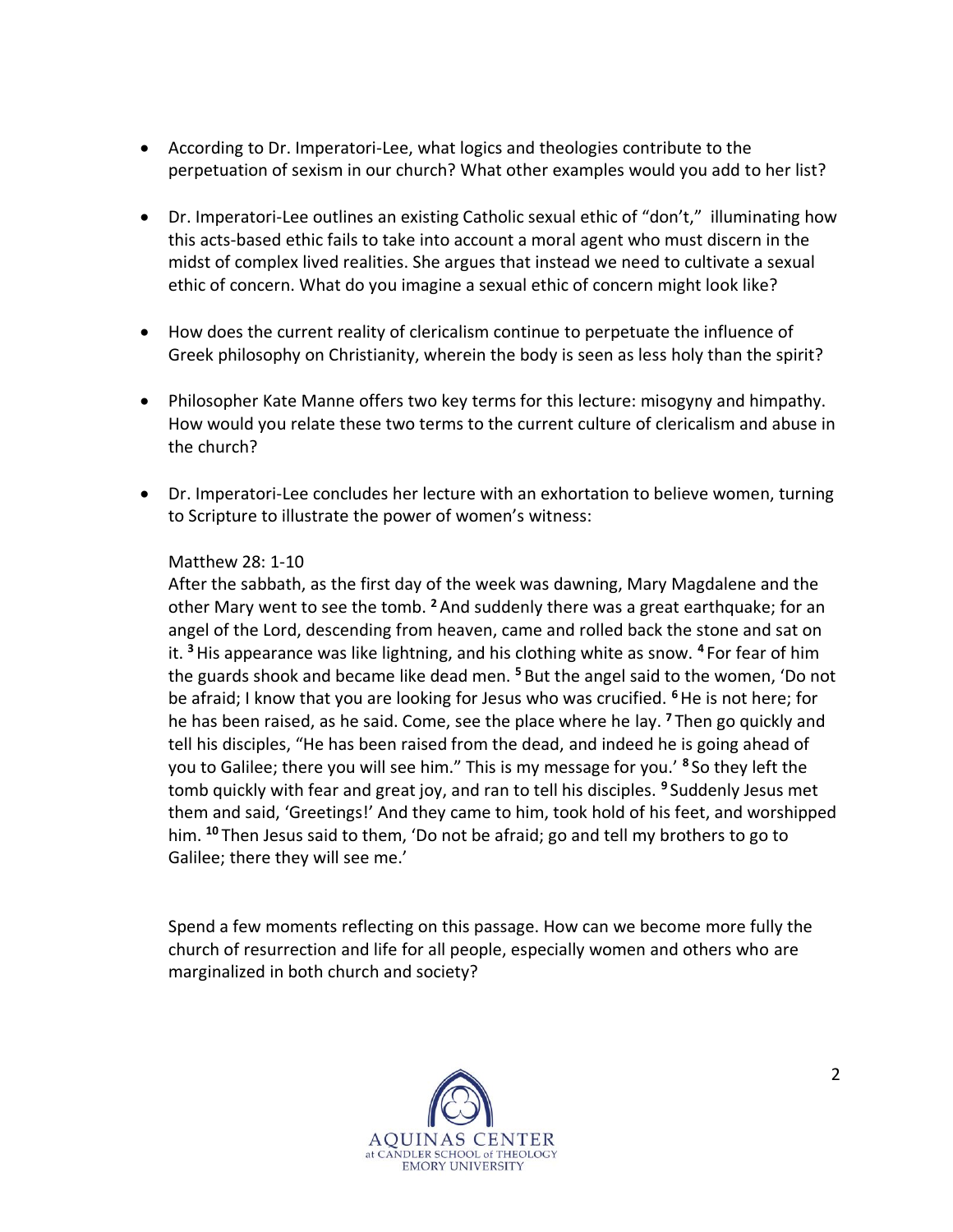- According to Dr. Imperatori-Lee, what logics and theologies contribute to the perpetuation of sexism in our church? What other examples would you add to her list?

- Dr. Imperatori-Lee outlines an existing Catholic sexual ethic of "don't," illuminating how this acts-based ethic fails to take into account a moral agent who must discern in the midst of complex lived realities. She argues that instead we need to cultivate a sexual ethic of concern. What do you imagine a sexual ethic of concern might look like?

- How does the current reality of clericalism continue to perpetuate the influence of Greek philosophy on Christianity, wherein the body is seen as less holy than the spirit?

- Philosopher Kate Manne offers two key terms for this lecture: misogyny and himpathy. How would you relate these two terms to the current culture of clericalism and abuse in the church?

- Dr. Imperatori-Lee concludes her lecture with an exhortation to believe women, turning to Scripture to illustrate the power of women's witness:

  Matthew 28: 1-10
  After the sabbath, as the first day of the week was dawning, Mary Magdalene and the other Mary went to see the tomb. **2** And suddenly there was a great earthquake; for an angel of the Lord, descending from heaven, came and rolled back the stone and sat on it. **3** His appearance was like lightning, and his clothing white as snow. **4** For fear of him the guards shook and became like dead men. **5** But the angel said to the women, 'Do not be afraid; I know that you are looking for Jesus who was crucified. **6** He is not here; for he has been raised, as he said. Come, see the place where he lay. **7** Then go quickly and tell his disciples, "He has been raised from the dead, and indeed he is going ahead of you to Galilee; there you will see him." This is my message for you.' **8** So they left the tomb quickly with fear and great joy, and ran to tell his disciples. **9** Suddenly Jesus met them and said, 'Greetings!' And they came to him, took hold of his feet, and worshipped him. **10** Then Jesus said to them, 'Do not be afraid; go and tell my brothers to go to Galilee; there they will see me.'

  Spend a few moments reflecting on this passage. How can we become more fully the church of resurrection and life for all people, especially women and others who are marginalized in both church and society?

AQUINAS CENTER
at CANDLER SCHOOL of THEOLOGY
EMORY UNIVERSITY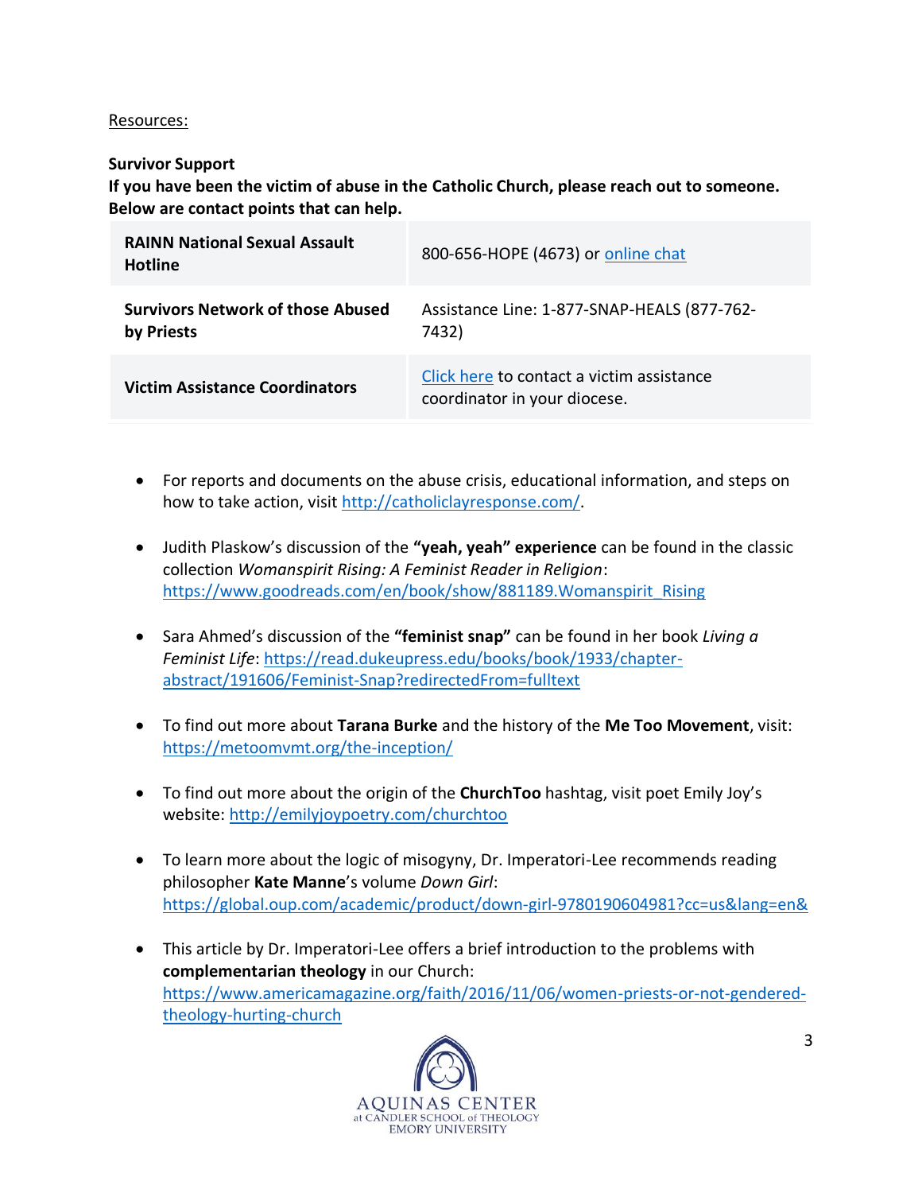Resources:

**Survivor Support**

**If you have been the victim of abuse in the Catholic Church, please reach out to someone. Below are contact points that can help.**

| | |
|---|---|
| **RAINN National Sexual Assault Hotline** | 800-656-HOPE (4673) or online chat |
| **Survivors Network of those Abused by Priests** | Assistance Line: 1-877-SNAP-HEALS (877-762-7432) |
| **Victim Assistance Coordinators** | Click here to contact a victim assistance coordinator in your diocese. |

- For reports and documents on the abuse crisis, educational information, and steps on how to take action, visit http://catholiclayresponse.com/.
- Judith Plaskow's discussion of the **"yeah, yeah" experience** can be found in the classic collection *Womanspirit Rising: A Feminist Reader in Religion*: https://www.goodreads.com/en/book/show/881189.Womanspirit_Rising
- Sara Ahmed's discussion of the **"feminist snap"** can be found in her book *Living a Feminist Life*: https://read.dukeupress.edu/books/book/1933/chapter-abstract/191606/Feminist-Snap?redirectedFrom=fulltext
- To find out more about **Tarana Burke** and the history of the **Me Too Movement**, visit: https://metoomvmt.org/the-inception/
- To find out more about the origin of the **ChurchToo** hashtag, visit poet Emily Joy's website: http://emilyjoypoetry.com/churchtoo
- To learn more about the logic of misogyny, Dr. Imperatori-Lee recommends reading philosopher **Kate Manne**'s volume *Down Girl*: https://global.oup.com/academic/product/down-girl-9780190604981?cc=us&lang=en&
- This article by Dr. Imperatori-Lee offers a brief introduction to the problems with **complementarian theology** in our Church: https://www.americamagazine.org/faith/2016/11/06/women-priests-or-not-gendered-theology-hurting-church

AQUINAS CENTER
at CANDLER SCHOOL of THEOLOGY
EMORY UNIVERSITY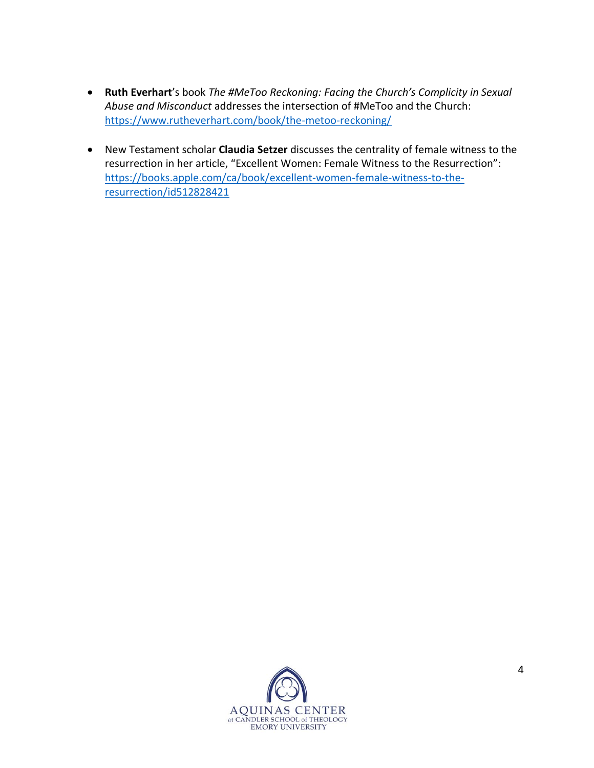- **Ruth Everhart**'s book *The #MeToo Reckoning: Facing the Church's Complicity in Sexual Abuse and Misconduct* addresses the intersection of #MeToo and the Church: https://www.rutheverhart.com/book/the-metoo-reckoning/

- New Testament scholar **Claudia Setzer** discusses the centrality of female witness to the resurrection in her article, "Excellent Women: Female Witness to the Resurrection": https://books.apple.com/ca/book/excellent-women-female-witness-to-the-resurrection/id512828421

AQUINAS CENTER
at CANDLER SCHOOL of THEOLOGY
EMORY UNIVERSITY